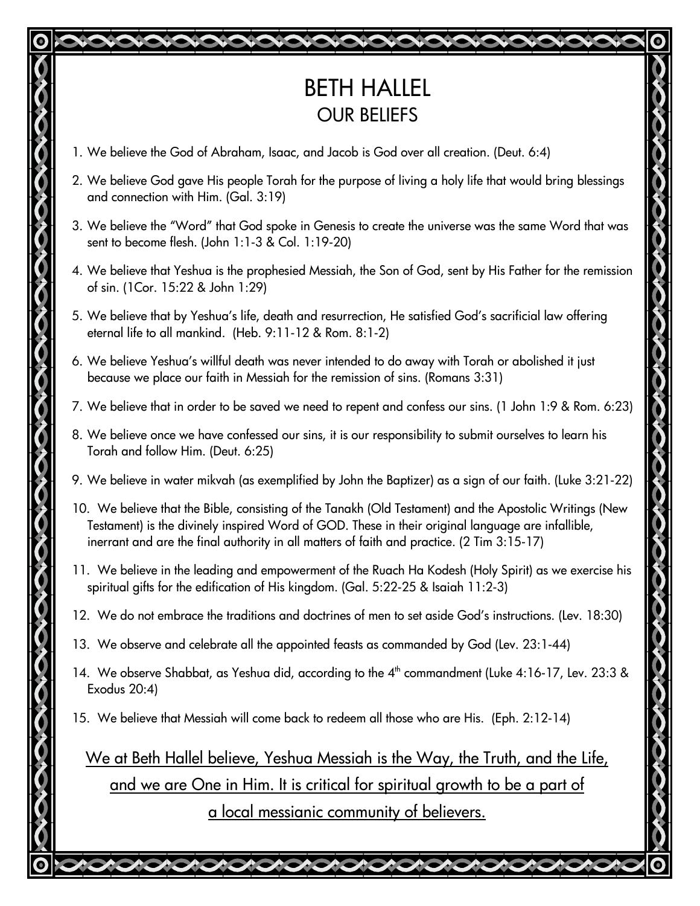# BETH HALLEL

## OUR BELIEFS

1. We believe the God of Abraham, Isaac, and Jacob is God over all creation. (Deut. 6:4)
2. We believe God gave His people Torah for the purpose of living a holy life that would bring blessings and connection with Him. (Gal. 3:19)
3. We believe the "Word" that God spoke in Genesis to create the universe was the same Word that was sent to become flesh. (John 1:1-3 & Col. 1:19-20)
4. We believe that Yeshua is the prophesied Messiah, the Son of God, sent by His Father for the remission of sin. (1Cor. 15:22 & John 1:29)
5. We believe that by Yeshua's life, death and resurrection, He satisfied God's sacrificial law offering eternal life to all mankind. (Heb. 9:11-12 & Rom. 8:1-2)
6. We believe Yeshua's willful death was never intended to do away with Torah or abolished it just because we place our faith in Messiah for the remission of sins. (Romans 3:31)
7. We believe that in order to be saved we need to repent and confess our sins. (1 John 1:9 & Rom. 6:23)
8. We believe once we have confessed our sins, it is our responsibility to submit ourselves to learn his Torah and follow Him. (Deut. 6:25)
9. We believe in water mikvah (as exemplified by John the Baptizer) as a sign of our faith. (Luke 3:21-22)
10. We believe that the Bible, consisting of the Tanakh (Old Testament) and the Apostolic Writings (New Testament) is the divinely inspired Word of GOD. These in their original language are infallible, inerrant and are the final authority in all matters of faith and practice. (2 Tim 3:15-17)
11. We believe in the leading and empowerment of the Ruach Ha Kodesh (Holy Spirit) as we exercise his spiritual gifts for the edification of His kingdom. (Gal. 5:22-25 & Isaiah 11:2-3)
12. We do not embrace the traditions and doctrines of men to set aside God's instructions. (Lev. 18:30)
13. We observe and celebrate all the appointed feasts as commanded by God (Lev. 23:1-44)
14. We observe Shabbat, as Yeshua did, according to the 4th commandment (Luke 4:16-17, Lev. 23:3 & Exodus 20:4)
15. We believe that Messiah will come back to redeem all those who are His. (Eph. 2:12-14)

We at Beth Hallel believe, Yeshua Messiah is the Way, the Truth, and the Life, and we are One in Him. It is critical for spiritual growth to be a part of a local messianic community of believers.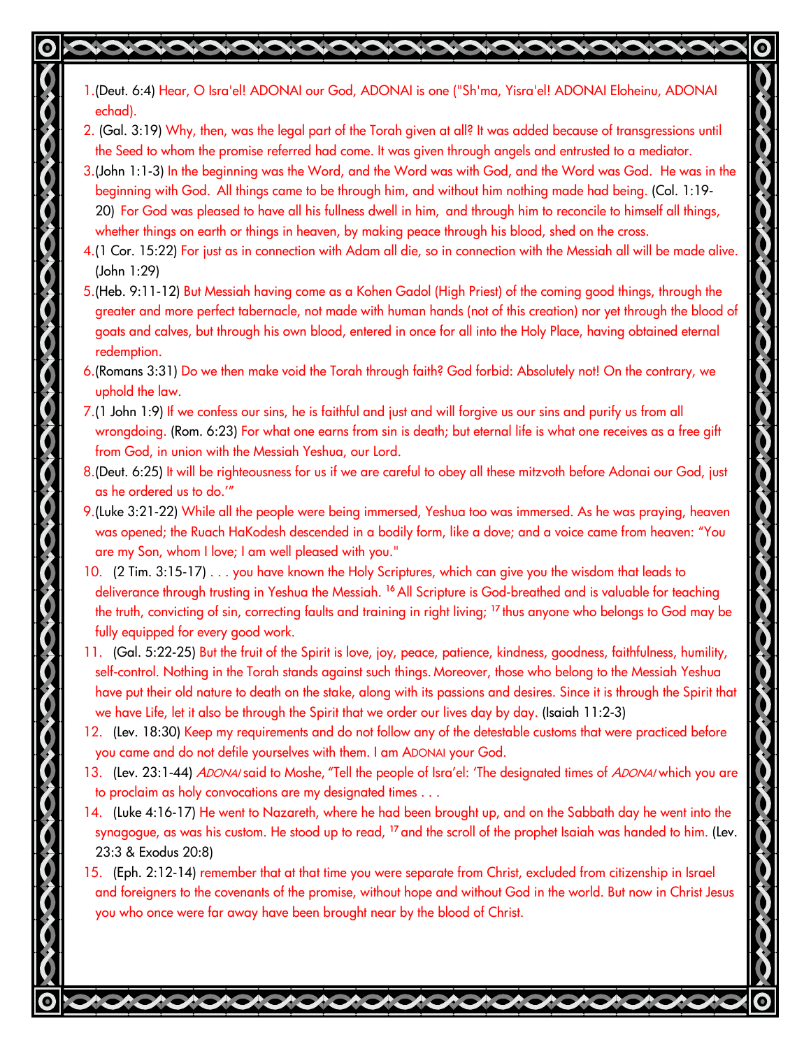1. (Deut. 6:4) Hear, O Isra'el! ADONAI our God, ADONAI is one ("Sh'ma, Yisra'el! ADONAI Eloheinu, ADONAI echad).
2. (Gal. 3:19) Why, then, was the legal part of the Torah given at all? It was added because of transgressions until the Seed to whom the promise referred had come. It was given through angels and entrusted to a mediator.
3. (John 1:1-3) In the beginning was the Word, and the Word was with God, and the Word was God. He was in the beginning with God. All things came to be through him, and without him nothing made had being. (Col. 1:19-20) For God was pleased to have all his fullness dwell in him, and through him to reconcile to himself all things, whether things on earth or things in heaven, by making peace through his blood, shed on the cross.
4. (1 Cor. 15:22) For just as in connection with Adam all die, so in connection with the Messiah all will be made alive. (John 1:29)
5. (Heb. 9:11-12) But Messiah having come as a Kohen Gadol (High Priest) of the coming good things, through the greater and more perfect tabernacle, not made with human hands (not of this creation) nor yet through the blood of goats and calves, but through his own blood, entered in once for all into the Holy Place, having obtained eternal redemption.
6. (Romans 3:31) Do we then make void the Torah through faith? God forbid: Absolutely not! On the contrary, we uphold the law.
7. (1 John 1:9) If we confess our sins, he is faithful and just and will forgive us our sins and purify us from all wrongdoing. (Rom. 6:23) For what one earns from sin is death; but eternal life is what one receives as a free gift from God, in union with the Messiah Yeshua, our Lord.
8. (Deut. 6:25) It will be righteousness for us if we are careful to obey all these mitzvoth before Adonai our God, just as he ordered us to do.'"
9. (Luke 3:21-22) While all the people were being immersed, Yeshua too was immersed. As he was praying, heaven was opened; the Ruach HaKodesh descended in a bodily form, like a dove; and a voice came from heaven: "You are my Son, whom I love; I am well pleased with you."
10. (2 Tim. 3:15-17) . . . you have known the Holy Scriptures, which can give you the wisdom that leads to deliverance through trusting in Yeshua the Messiah. [16] All Scripture is God-breathed and is valuable for teaching the truth, convicting of sin, correcting faults and training in right living; [17] thus anyone who belongs to God may be fully equipped for every good work.
11. (Gal. 5:22-25) But the fruit of the Spirit is love, joy, peace, patience, kindness, goodness, faithfulness, humility, self-control. Nothing in the Torah stands against such things. Moreover, those who belong to the Messiah Yeshua have put their old nature to death on the stake, along with its passions and desires. Since it is through the Spirit that we have Life, let it also be through the Spirit that we order our lives day by day. (Isaiah 11:2-3)
12. (Lev. 18:30) Keep my requirements and do not follow any of the detestable customs that were practiced before you came and do not defile yourselves with them. I am ADONAI your God.
13. (Lev. 23:1-44) *ADONAI* said to Moshe, "Tell the people of Isra'el: 'The designated times of *ADONAI* which you are to proclaim as holy convocations are my designated times . . .
14. (Luke 4:16-17) He went to Nazareth, where he had been brought up, and on the Sabbath day he went into the synagogue, as was his custom. He stood up to read, [17] and the scroll of the prophet Isaiah was handed to him. (Lev. 23:3 & Exodus 20:8)
15. (Eph. 2:12-14) remember that at that time you were separate from Christ, excluded from citizenship in Israel and foreigners to the covenants of the promise, without hope and without God in the world. But now in Christ Jesus you who once were far away have been brought near by the blood of Christ.